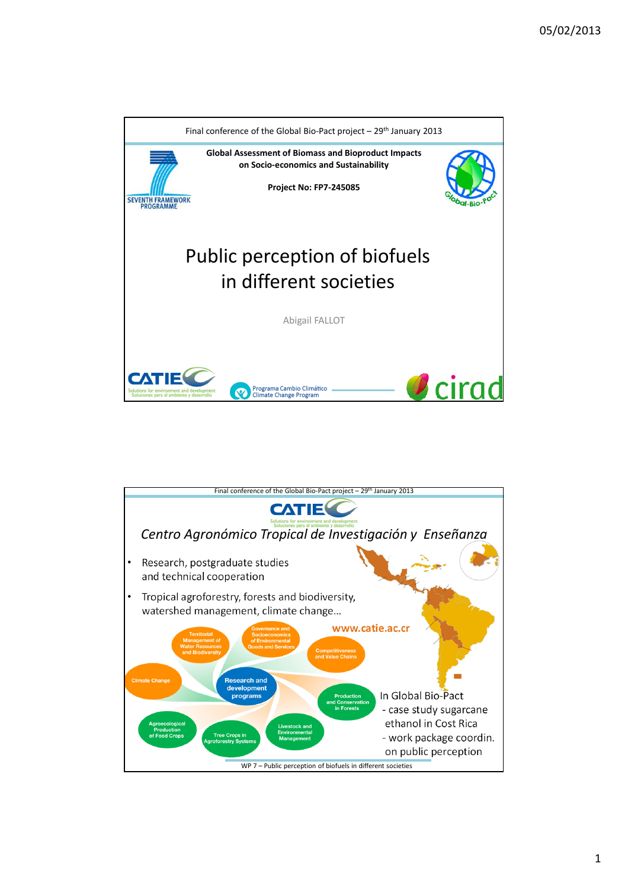Final conference of the Global Bio-Pact project – 29th January 2013

**Global Assessment of Biomass and Bioproduct Impacts on Socio-economics and Sustainability**

**Project No: FP7-245085**

SEVENTH FRAMEWORK PROGRAMME

# Public perception of biofuels in different societies

Abigail FALLOT

CATIE – Solutions for environment and development / Soluciones para el ambiente y desarrollo

Programa Cambio Climático / Climate Change Program

cirad

---

Final conference of the Global Bio-Pact project – 29th January 2013

CATIE – Solutions for environment and development / Soluciones para el ambiente y desarrollo

## *Centro Agronómico Tropical de Investigación y Enseñanza*

- Research, postgraduate studies and technical cooperation
- Tropical agroforestry, forests and biodiversity, watershed management, climate change…

www.catie.ac.cr

Research and development programs:

- Territorial Management of Water Resources and Biodiversity
- Governance and Socioeconomics of Environmental Goods and Services
- Competitiveness and Value Chains
- Climate Change
- Production and Conservation in Forests
- Agroecological Production of Food Crops
- Tree Crops in Agroforestry Systems
- Livestock and Environmental Management

In Global Bio-Pact
- case study sugarcane ethanol in Cost Rica
- work package coordin. on public perception

WP 7 – Public perception of biofuels in different societies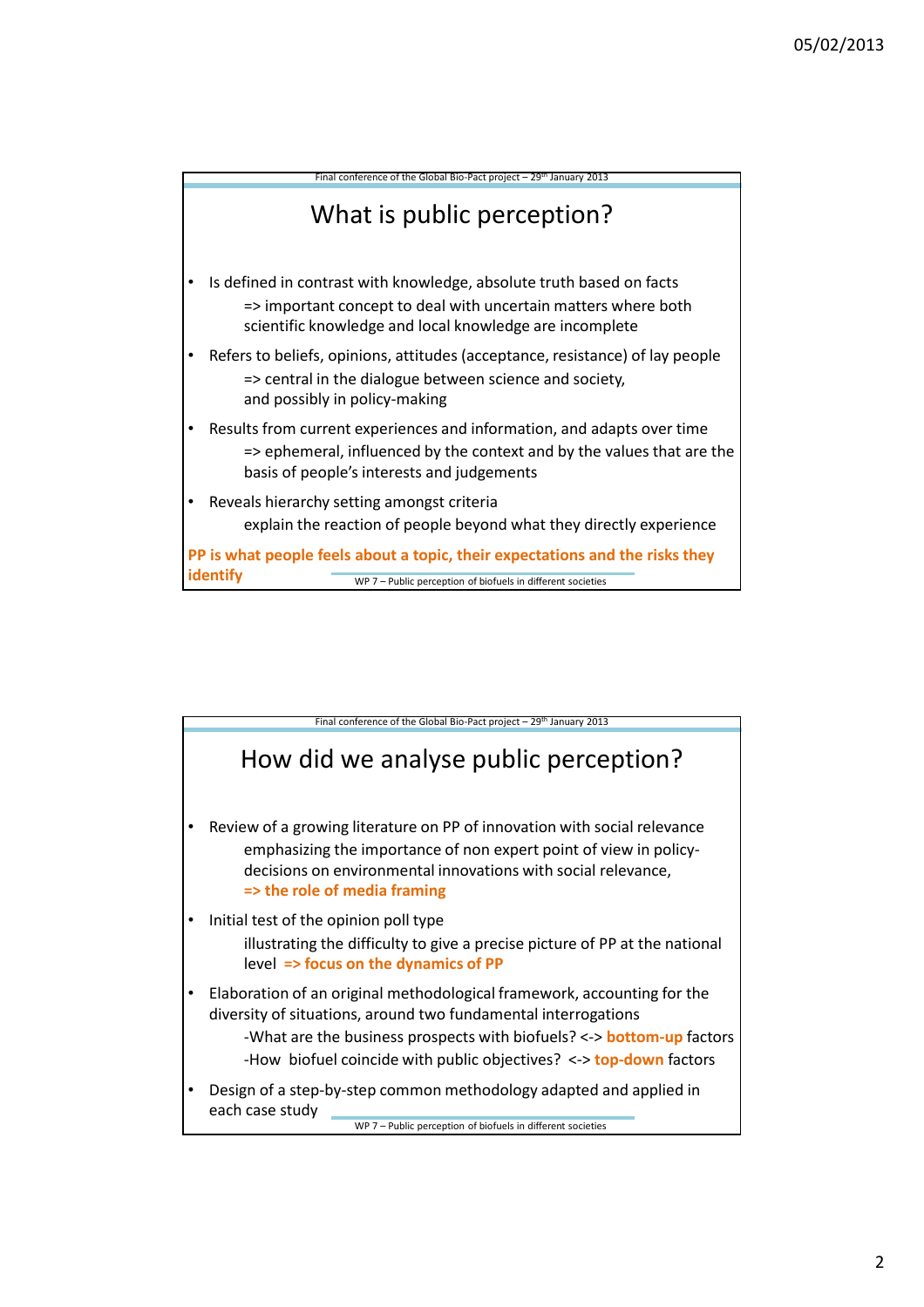## What is public perception?

- Is defined in contrast with knowledge, absolute truth based on facts
  - => important concept to deal with uncertain matters where both scientific knowledge and local knowledge are incomplete
- Refers to beliefs, opinions, attitudes (acceptance, resistance) of lay people
  - => central in the dialogue between science and society, and possibly in policy-making
- Results from current experiences and information, and adapts over time
  - => ephemeral, influenced by the context and by the values that are the basis of people's interests and judgements
- Reveals hierarchy setting amongst criteria
  - explain the reaction of people beyond what they directly experience

**PP is what people feels about a topic, their expectations and the risks they identify**

## How did we analyse public perception?

- Review of a growing literature on PP of innovation with social relevance
  - emphasizing the importance of non expert point of view in policy-decisions on environmental innovations with social relevance, **=> the role of media framing**
- Initial test of the opinion poll type
  - illustrating the difficulty to give a precise picture of PP at the national level **=> focus on the dynamics of PP**
- Elaboration of an original methodological framework, accounting for the diversity of situations, around two fundamental interrogations
  - -What are the business prospects with biofuels? <-> **bottom-up** factors
  - -How biofuel coincide with public objectives? <-> **top-down** factors
- Design of a step-by-step common methodology adapted and applied in each case study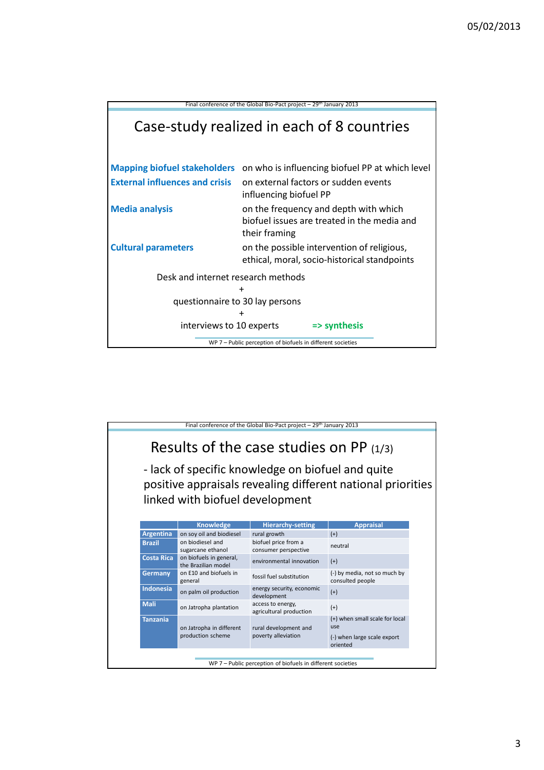## Case-study realized in each of 8 countries

**Mapping biofuel stakeholders** on who is influencing biofuel PP at which level

**External influences and crisis** on external factors or sudden events influencing biofuel PP

**Media analysis** on the frequency and depth with which biofuel issues are treated in the media and their framing

**Cultural parameters** on the possible intervention of religious, ethical, moral, socio-historical standpoints

Desk and internet research methods
+
questionnaire to 30 lay persons
+
interviews to 10 experts **=> synthesis**

## Results of the case studies on PP (1/3)

- lack of specific knowledge on biofuel and quite positive appraisals revealing different national priorities linked with biofuel development

| | Knowledge | Hierarchy-setting | Appraisal |
|---|---|---|---|
| **Argentina** | on soy oil and biodiesel | rural growth | (+) |
| **Brazil** | on biodiesel and sugarcane ethanol | biofuel price from a consumer perspective | neutral |
| **Costa Rica** | on biofuels in general, the Brazilian model | environmental innovation | (+) |
| **Germany** | on E10 and biofuels in general | fossil fuel substitution | (-) by media, not so much by consulted people |
| **Indonesia** | on palm oil production | energy security, economic development | (+) |
| **Mali** | on Jatropha plantation | access to energy, agricultural production | (+) |
| **Tanzania** | on Jatropha in different production scheme | rural development and poverty alleviation | (+) when small scale for local use<br>(-) when large scale export oriented |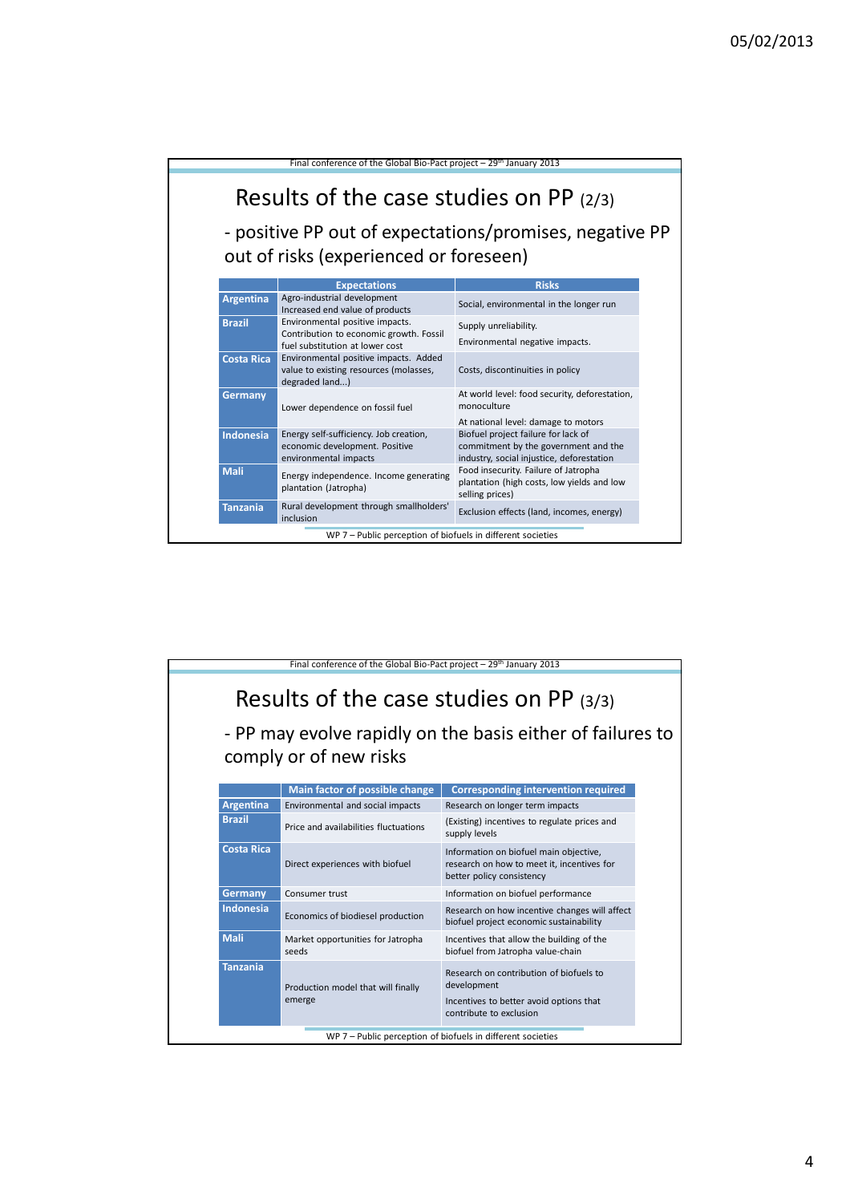# Results of the case studies on PP (2/3)

- positive PP out of expectations/promises, negative PP out of risks (experienced or foreseen)

| | Expectations | Risks |
|---|---|---|
| **Argentina** | Agro-industrial development Increased end value of products | Social, environmental in the longer run |
| **Brazil** | Environmental positive impacts. Contribution to economic growth. Fossil fuel substitution at lower cost | Supply unreliability. Environmental negative impacts. |
| **Costa Rica** | Environmental positive impacts. Added value to existing resources (molasses, degraded land...) | Costs, discontinuities in policy |
| **Germany** | Lower dependence on fossil fuel | At world level: food security, deforestation, monoculture At national level: damage to motors |
| **Indonesia** | Energy self-sufficiency. Job creation, economic development. Positive environmental impacts | Biofuel project failure for lack of commitment by the government and the industry, social injustice, deforestation |
| **Mali** | Energy independence. Income generating plantation (Jatropha) | Food insecurity. Failure of Jatropha plantation (high costs, low yields and low selling prices) |
| **Tanzania** | Rural development through smallholders' inclusion | Exclusion effects (land, incomes, energy) |

WP 7 – Public perception of biofuels in different societies

# Results of the case studies on PP (3/3)

- PP may evolve rapidly on the basis either of failures to comply or of new risks

| | Main factor of possible change | Corresponding intervention required |
|---|---|---|
| **Argentina** | Environmental and social impacts | Research on longer term impacts |
| **Brazil** | Price and availabilities fluctuations | (Existing) incentives to regulate prices and supply levels |
| **Costa Rica** | Direct experiences with biofuel | Information on biofuel main objective, research on how to meet it, incentives for better policy consistency |
| **Germany** | Consumer trust | Information on biofuel performance |
| **Indonesia** | Economics of biodiesel production | Research on how incentive changes will affect biofuel project economic sustainability |
| **Mali** | Market opportunities for Jatropha seeds | Incentives that allow the building of the biofuel from Jatropha value-chain |
| **Tanzania** | Production model that will finally emerge | Research on contribution of biofuels to development Incentives to better avoid options that contribute to exclusion |

WP 7 – Public perception of biofuels in different societies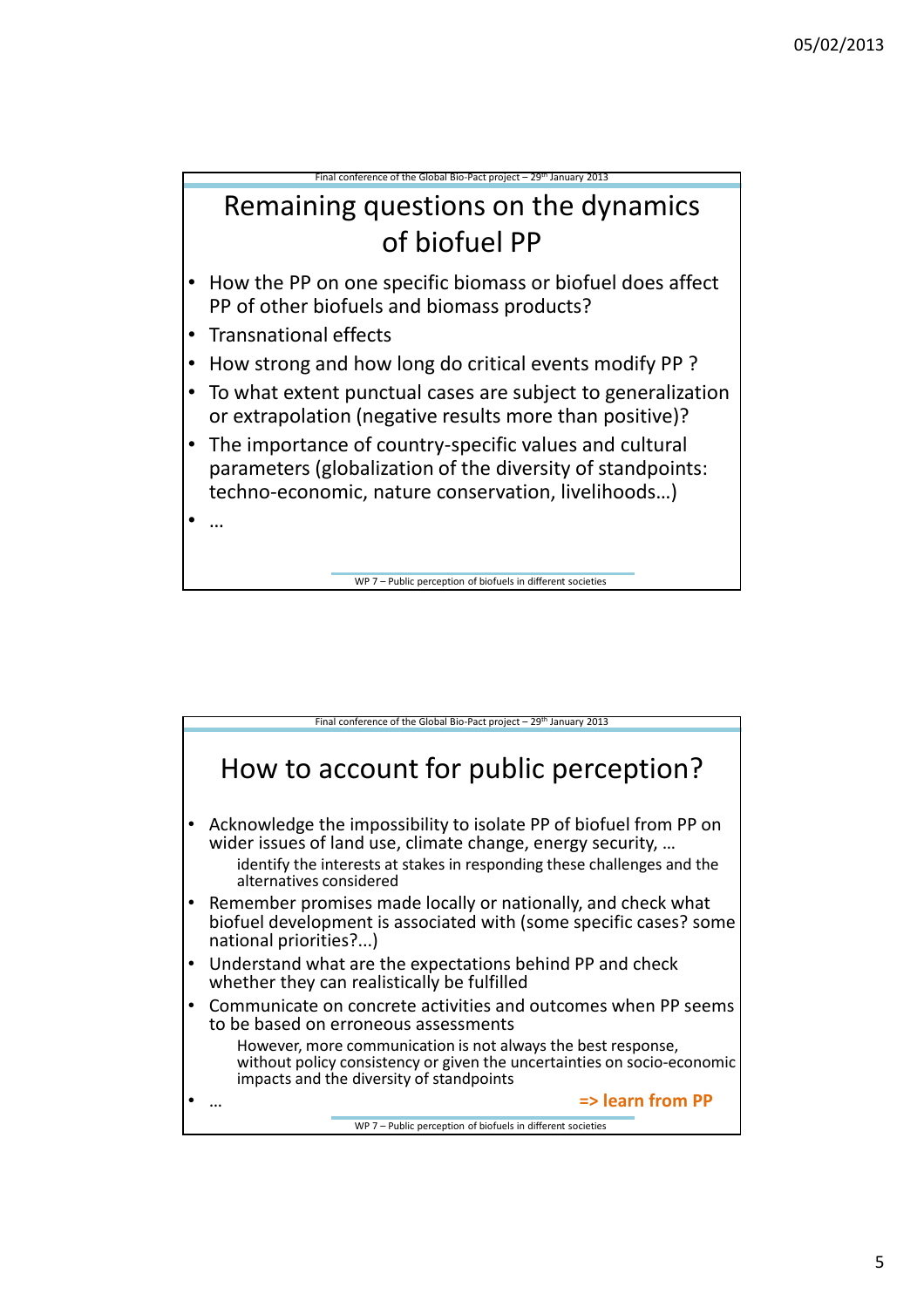## Remaining questions on the dynamics of biofuel PP

- How the PP on one specific biomass or biofuel does affect PP of other biofuels and biomass products?
- Transnational effects
- How strong and how long do critical events modify PP ?
- To what extent punctual cases are subject to generalization or extrapolation (negative results more than positive)?
- The importance of country-specific values and cultural parameters (globalization of the diversity of standpoints: techno-economic, nature conservation, livelihoods…)
- …

## How to account for public perception?

- Acknowledge the impossibility to isolate PP of biofuel from PP on wider issues of land use, climate change, energy security, …
  - identify the interests at stakes in responding these challenges and the alternatives considered
- Remember promises made locally or nationally, and check what biofuel development is associated with (some specific cases? some national priorities?...)
- Understand what are the expectations behind PP and check whether they can realistically be fulfilled
- Communicate on concrete activities and outcomes when PP seems to be based on erroneous assessments
  - However, more communication is not always the best response, without policy consistency or given the uncertainties on socio-economic impacts and the diversity of standpoints
- …

**=> learn from PP**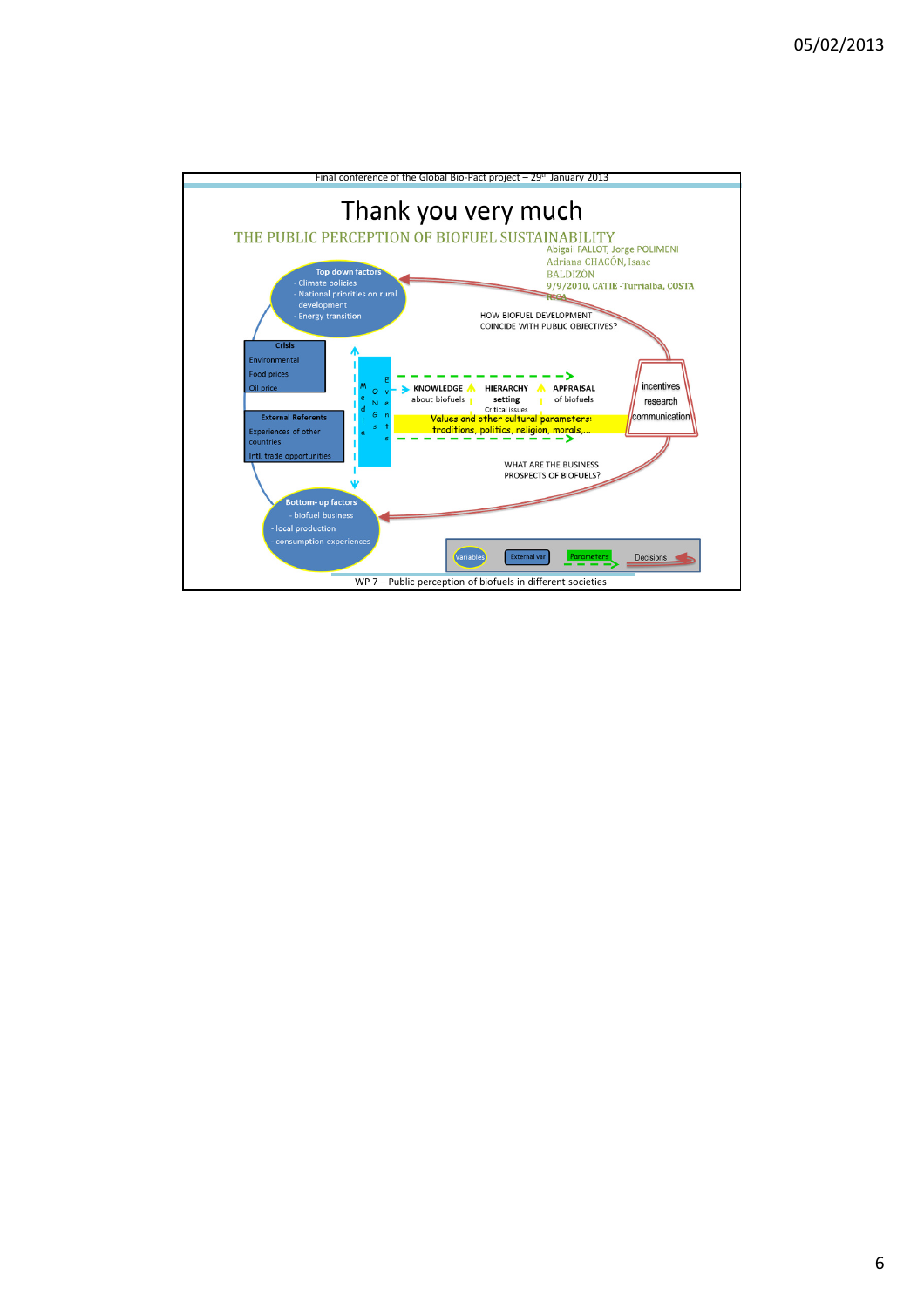Final conference of the Global Bio-Pact project – 29th January 2013

# Thank you very much

THE PUBLIC PERCEPTION OF BIOFUEL SUSTAINABILITY

Abigail FALLOT, Jorge POLIMENI
Adriana CHACÓN, Isaac BALDIZÓN
9/9/2010, CATIE -Turrialba, COSTA RICA

Top down factors
- Climate policies
- National priorities on rural development
- Energy transition

HOW BIOFUEL DEVELOPMENT COINCIDE WITH PUBLIC OBJECTIVES?

Crisis
Environmental
Food prices
Oil price

External Referents
Experiences of other countries
Intl. trade opportunities

Media
ONGs
Events

KNOWLEDGE about biofuels
HIERARCHY setting
Critical issues
APPRAISAL of biofuels

Values and other cultural parameters: traditions, politics, religion, morals,...

incentives
research
communication

WHAT ARE THE BUSINESS PROSPECTS OF BIOFUELS?

Bottom- up factors
- biofuel business
- local production
- consumption experiences

Variables
External var
Parameters
Decisions

WP 7 – Public perception of biofuels in different societies